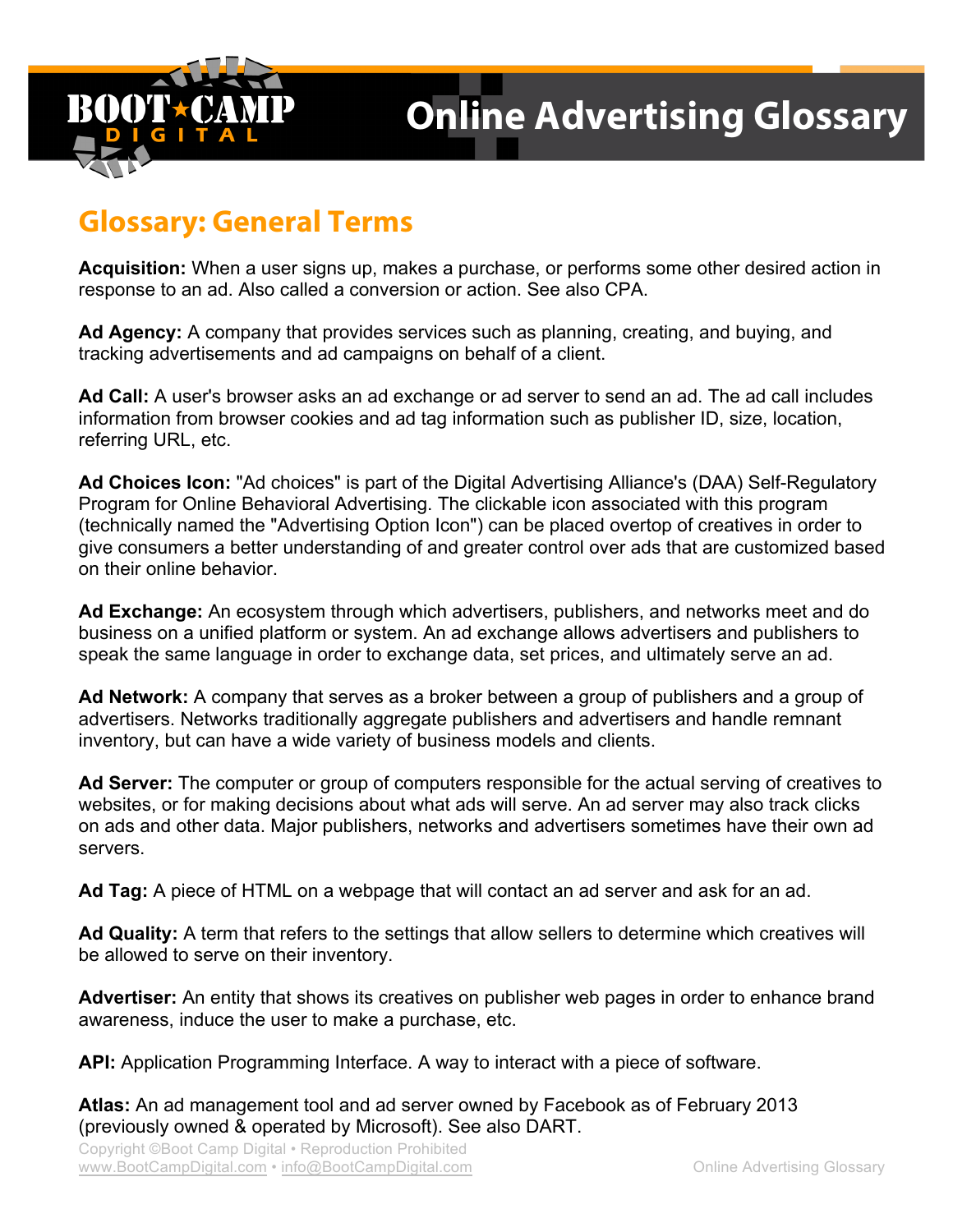# Online Advertising Glossary

## Glossary: General Terms

**Acquisition:** When a user signs up, makes a purchase, or performs some other desired action in response to an ad. Also called a conversion or action. See also CPA.

**Ad Agency:** A company that provides services such as planning, creating, and buying, and tracking advertisements and ad campaigns on behalf of a client.

**Ad Call:** A user's browser asks an ad exchange or ad server to send an ad. The ad call includes information from browser cookies and ad tag information such as publisher ID, size, location, referring URL, etc.

**Ad Choices Icon:** "Ad choices" is part of the Digital Advertising Alliance's (DAA) Self-Regulatory Program for Online Behavioral Advertising. The clickable icon associated with this program (technically named the "Advertising Option Icon") can be placed overtop of creatives in order to give consumers a better understanding of and greater control over ads that are customized based on their online behavior.

**Ad Exchange:** An ecosystem through which advertisers, publishers, and networks meet and do business on a unified platform or system. An ad exchange allows advertisers and publishers to speak the same language in order to exchange data, set prices, and ultimately serve an ad.

**Ad Network:** A company that serves as a broker between a group of publishers and a group of advertisers. Networks traditionally aggregate publishers and advertisers and handle remnant inventory, but can have a wide variety of business models and clients.

**Ad Server:** The computer or group of computers responsible for the actual serving of creatives to websites, or for making decisions about what ads will serve. An ad server may also track clicks on ads and other data. Major publishers, networks and advertisers sometimes have their own ad servers.

**Ad Tag:** A piece of HTML on a webpage that will contact an ad server and ask for an ad.

**Ad Quality:** A term that refers to the settings that allow sellers to determine which creatives will be allowed to serve on their inventory.

**Advertiser:** An entity that shows its creatives on publisher web pages in order to enhance brand awareness, induce the user to make a purchase, etc.

**API:** Application Programming Interface. A way to interact with a piece of software.

**Atlas:** An ad management tool and ad server owned by Facebook as of February 2013 (previously owned & operated by Microsoft). See also DART.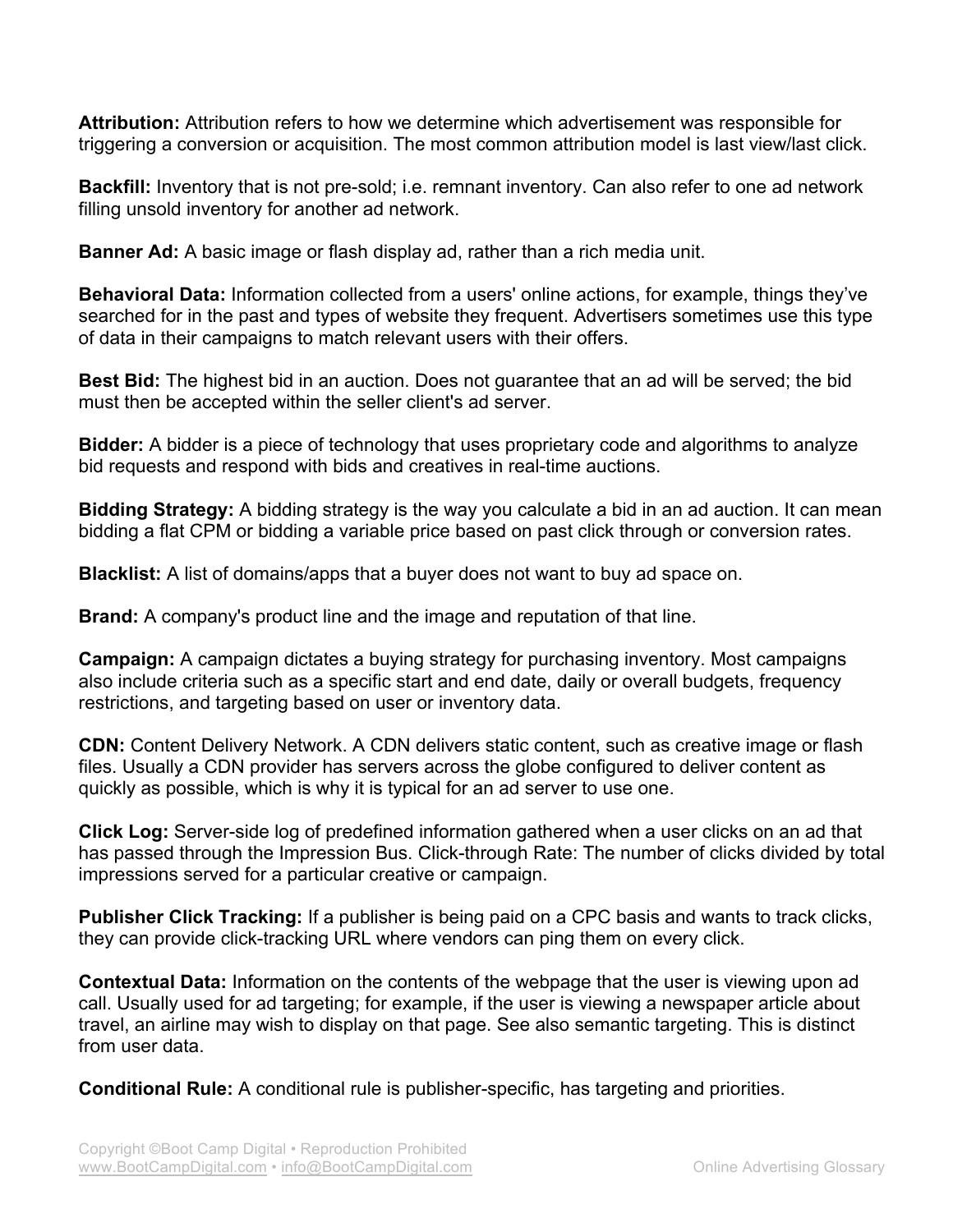**Attribution:** Attribution refers to how we determine which advertisement was responsible for triggering a conversion or acquisition. The most common attribution model is last view/last click.

**Backfill:** Inventory that is not pre-sold; i.e. remnant inventory. Can also refer to one ad network filling unsold inventory for another ad network.

**Banner Ad:** A basic image or flash display ad, rather than a rich media unit.

**Behavioral Data:** Information collected from a users' online actions, for example, things they've searched for in the past and types of website they frequent. Advertisers sometimes use this type of data in their campaigns to match relevant users with their offers.

**Best Bid:** The highest bid in an auction. Does not guarantee that an ad will be served; the bid must then be accepted within the seller client's ad server.

**Bidder:** A bidder is a piece of technology that uses proprietary code and algorithms to analyze bid requests and respond with bids and creatives in real-time auctions.

**Bidding Strategy:** A bidding strategy is the way you calculate a bid in an ad auction. It can mean bidding a flat CPM or bidding a variable price based on past click through or conversion rates.

**Blacklist:** A list of domains/apps that a buyer does not want to buy ad space on.

**Brand:** A company's product line and the image and reputation of that line.

**Campaign:** A campaign dictates a buying strategy for purchasing inventory. Most campaigns also include criteria such as a specific start and end date, daily or overall budgets, frequency restrictions, and targeting based on user or inventory data.

**CDN:** Content Delivery Network. A CDN delivers static content, such as creative image or flash files. Usually a CDN provider has servers across the globe configured to deliver content as quickly as possible, which is why it is typical for an ad server to use one.

**Click Log:** Server-side log of predefined information gathered when a user clicks on an ad that has passed through the Impression Bus. Click-through Rate: The number of clicks divided by total impressions served for a particular creative or campaign.

**Publisher Click Tracking:** If a publisher is being paid on a CPC basis and wants to track clicks, they can provide click-tracking URL where vendors can ping them on every click.

**Contextual Data:** Information on the contents of the webpage that the user is viewing upon ad call. Usually used for ad targeting; for example, if the user is viewing a newspaper article about travel, an airline may wish to display on that page. See also semantic targeting. This is distinct from user data.

**Conditional Rule:** A conditional rule is publisher-specific, has targeting and priorities.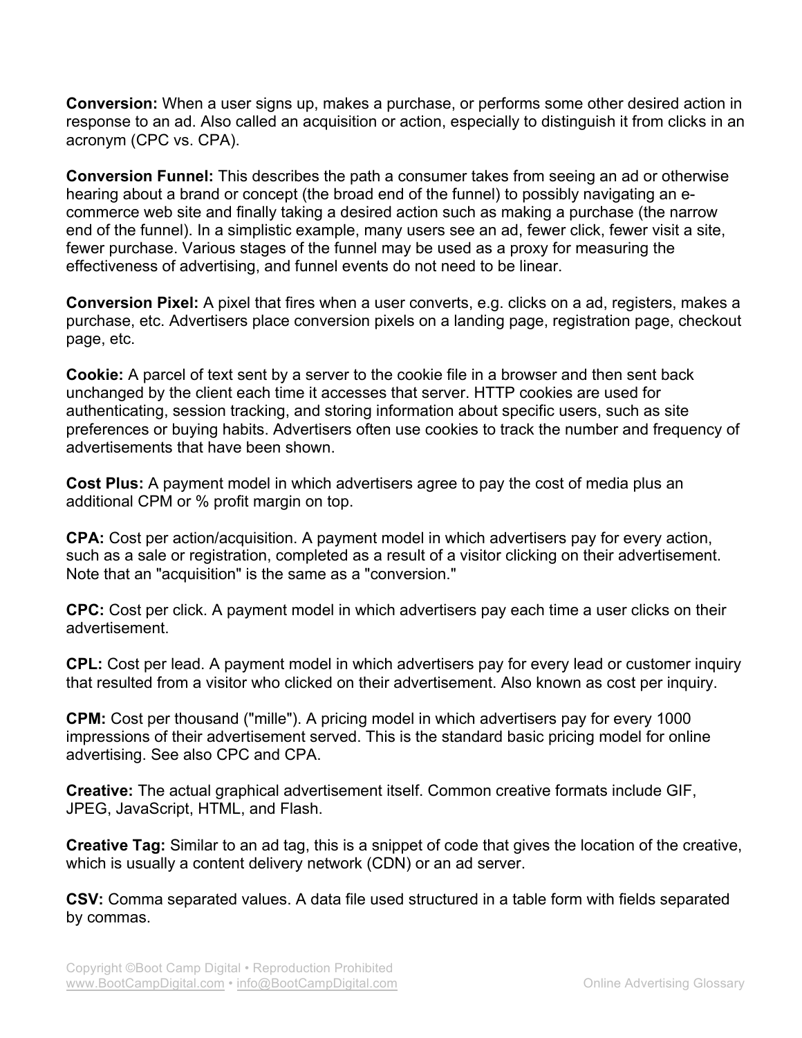**Conversion:** When a user signs up, makes a purchase, or performs some other desired action in response to an ad. Also called an acquisition or action, especially to distinguish it from clicks in an acronym (CPC vs. CPA).

**Conversion Funnel:** This describes the path a consumer takes from seeing an ad or otherwise hearing about a brand or concept (the broad end of the funnel) to possibly navigating an e-commerce web site and finally taking a desired action such as making a purchase (the narrow end of the funnel). In a simplistic example, many users see an ad, fewer click, fewer visit a site, fewer purchase. Various stages of the funnel may be used as a proxy for measuring the effectiveness of advertising, and funnel events do not need to be linear.

**Conversion Pixel:** A pixel that fires when a user converts, e.g. clicks on a ad, registers, makes a purchase, etc. Advertisers place conversion pixels on a landing page, registration page, checkout page, etc.

**Cookie:** A parcel of text sent by a server to the cookie file in a browser and then sent back unchanged by the client each time it accesses that server. HTTP cookies are used for authenticating, session tracking, and storing information about specific users, such as site preferences or buying habits. Advertisers often use cookies to track the number and frequency of advertisements that have been shown.

**Cost Plus:** A payment model in which advertisers agree to pay the cost of media plus an additional CPM or % profit margin on top.

**CPA:** Cost per action/acquisition. A payment model in which advertisers pay for every action, such as a sale or registration, completed as a result of a visitor clicking on their advertisement. Note that an "acquisition" is the same as a "conversion."

**CPC:** Cost per click. A payment model in which advertisers pay each time a user clicks on their advertisement.

**CPL:** Cost per lead. A payment model in which advertisers pay for every lead or customer inquiry that resulted from a visitor who clicked on their advertisement. Also known as cost per inquiry.

**CPM:** Cost per thousand ("mille"). A pricing model in which advertisers pay for every 1000 impressions of their advertisement served. This is the standard basic pricing model for online advertising. See also CPC and CPA.

**Creative:** The actual graphical advertisement itself. Common creative formats include GIF, JPEG, JavaScript, HTML, and Flash.

**Creative Tag:** Similar to an ad tag, this is a snippet of code that gives the location of the creative, which is usually a content delivery network (CDN) or an ad server.

**CSV:** Comma separated values. A data file used structured in a table form with fields separated by commas.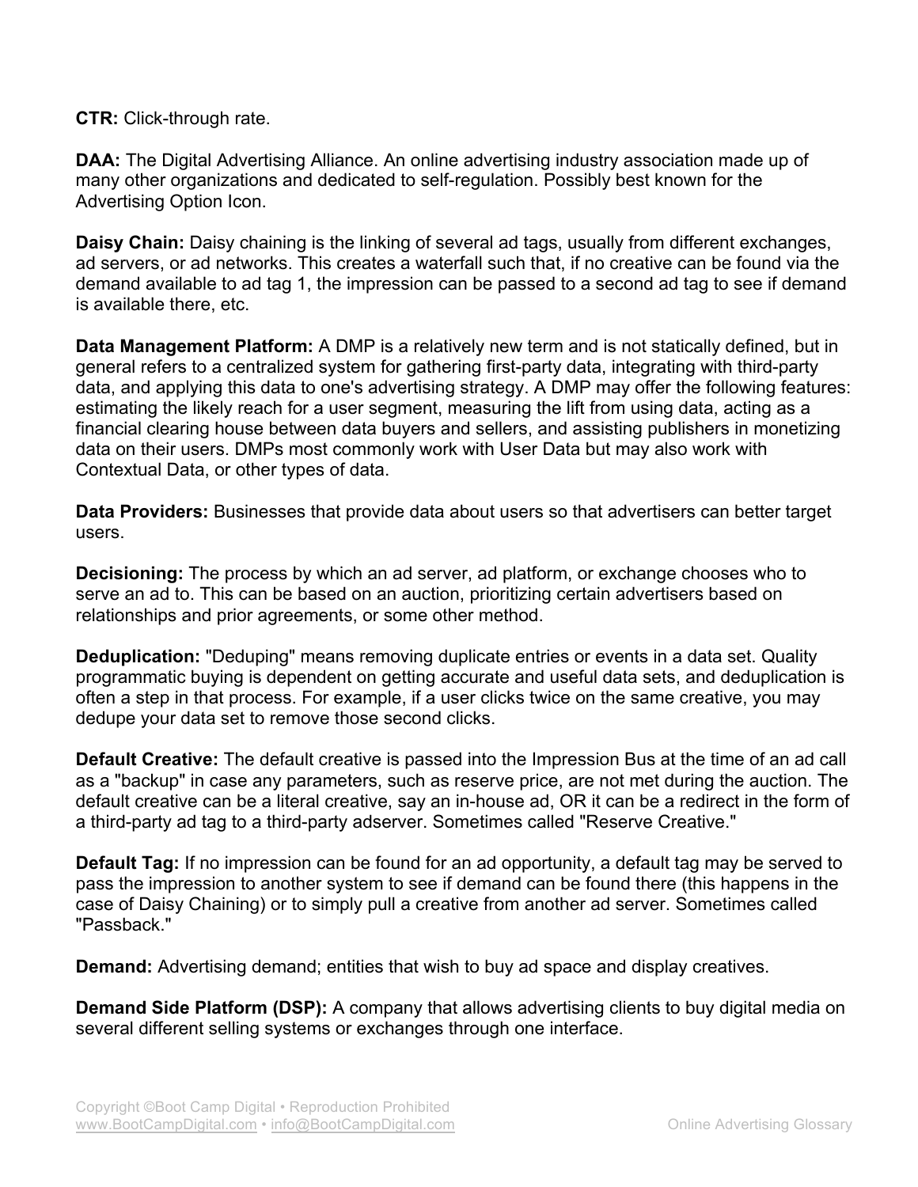**CTR:** Click-through rate.

**DAA:** The Digital Advertising Alliance. An online advertising industry association made up of many other organizations and dedicated to self-regulation. Possibly best known for the Advertising Option Icon.

**Daisy Chain:** Daisy chaining is the linking of several ad tags, usually from different exchanges, ad servers, or ad networks. This creates a waterfall such that, if no creative can be found via the demand available to ad tag 1, the impression can be passed to a second ad tag to see if demand is available there, etc.

**Data Management Platform:** A DMP is a relatively new term and is not statically defined, but in general refers to a centralized system for gathering first-party data, integrating with third-party data, and applying this data to one's advertising strategy. A DMP may offer the following features: estimating the likely reach for a user segment, measuring the lift from using data, acting as a financial clearing house between data buyers and sellers, and assisting publishers in monetizing data on their users. DMPs most commonly work with User Data but may also work with Contextual Data, or other types of data.

**Data Providers:** Businesses that provide data about users so that advertisers can better target users.

**Decisioning:** The process by which an ad server, ad platform, or exchange chooses who to serve an ad to. This can be based on an auction, prioritizing certain advertisers based on relationships and prior agreements, or some other method.

**Deduplication:** "Deduping" means removing duplicate entries or events in a data set. Quality programmatic buying is dependent on getting accurate and useful data sets, and deduplication is often a step in that process. For example, if a user clicks twice on the same creative, you may dedupe your data set to remove those second clicks.

**Default Creative:** The default creative is passed into the Impression Bus at the time of an ad call as a "backup" in case any parameters, such as reserve price, are not met during the auction. The default creative can be a literal creative, say an in-house ad, OR it can be a redirect in the form of a third-party ad tag to a third-party adserver. Sometimes called "Reserve Creative."

**Default Tag:** If no impression can be found for an ad opportunity, a default tag may be served to pass the impression to another system to see if demand can be found there (this happens in the case of Daisy Chaining) or to simply pull a creative from another ad server. Sometimes called "Passback."

**Demand:** Advertising demand; entities that wish to buy ad space and display creatives.

**Demand Side Platform (DSP):** A company that allows advertising clients to buy digital media on several different selling systems or exchanges through one interface.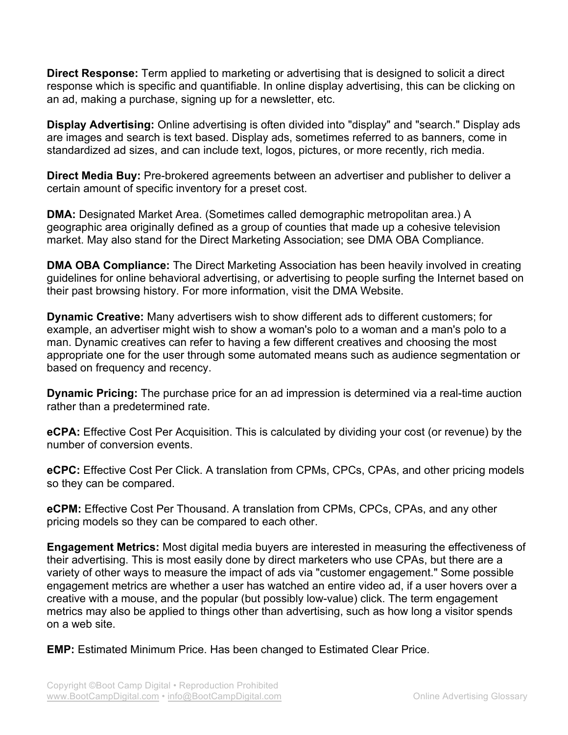**Direct Response:** Term applied to marketing or advertising that is designed to solicit a direct response which is specific and quantifiable. In online display advertising, this can be clicking on an ad, making a purchase, signing up for a newsletter, etc.

**Display Advertising:** Online advertising is often divided into "display" and "search." Display ads are images and search is text based. Display ads, sometimes referred to as banners, come in standardized ad sizes, and can include text, logos, pictures, or more recently, rich media.

**Direct Media Buy:** Pre-brokered agreements between an advertiser and publisher to deliver a certain amount of specific inventory for a preset cost.

**DMA:** Designated Market Area. (Sometimes called demographic metropolitan area.) A geographic area originally defined as a group of counties that made up a cohesive television market. May also stand for the Direct Marketing Association; see DMA OBA Compliance.

**DMA OBA Compliance:** The Direct Marketing Association has been heavily involved in creating guidelines for online behavioral advertising, or advertising to people surfing the Internet based on their past browsing history. For more information, visit the DMA Website.

**Dynamic Creative:** Many advertisers wish to show different ads to different customers; for example, an advertiser might wish to show a woman's polo to a woman and a man's polo to a man. Dynamic creatives can refer to having a few different creatives and choosing the most appropriate one for the user through some automated means such as audience segmentation or based on frequency and recency.

**Dynamic Pricing:** The purchase price for an ad impression is determined via a real-time auction rather than a predetermined rate.

**eCPA:** Effective Cost Per Acquisition. This is calculated by dividing your cost (or revenue) by the number of conversion events.

**eCPC:** Effective Cost Per Click. A translation from CPMs, CPCs, CPAs, and other pricing models so they can be compared.

**eCPM:** Effective Cost Per Thousand. A translation from CPMs, CPCs, CPAs, and any other pricing models so they can be compared to each other.

**Engagement Metrics:** Most digital media buyers are interested in measuring the effectiveness of their advertising. This is most easily done by direct marketers who use CPAs, but there are a variety of other ways to measure the impact of ads via "customer engagement." Some possible engagement metrics are whether a user has watched an entire video ad, if a user hovers over a creative with a mouse, and the popular (but possibly low-value) click. The term engagement metrics may also be applied to things other than advertising, such as how long a visitor spends on a web site.

**EMP:** Estimated Minimum Price. Has been changed to Estimated Clear Price.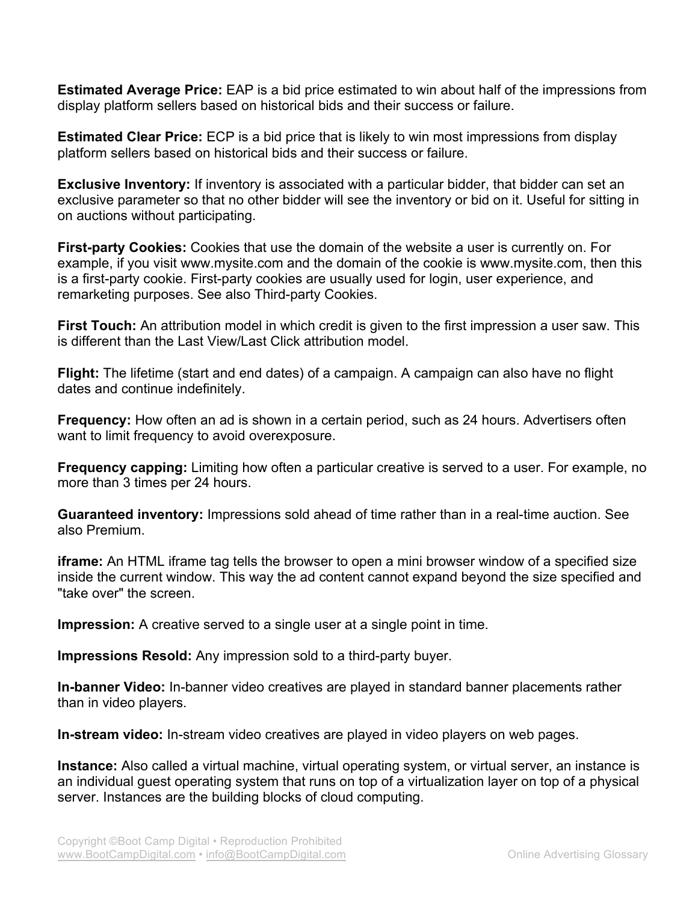**Estimated Average Price:** EAP is a bid price estimated to win about half of the impressions from display platform sellers based on historical bids and their success or failure.

**Estimated Clear Price:** ECP is a bid price that is likely to win most impressions from display platform sellers based on historical bids and their success or failure.

**Exclusive Inventory:** If inventory is associated with a particular bidder, that bidder can set an exclusive parameter so that no other bidder will see the inventory or bid on it. Useful for sitting in on auctions without participating.

**First-party Cookies:** Cookies that use the domain of the website a user is currently on. For example, if you visit www.mysite.com and the domain of the cookie is www.mysite.com, then this is a first-party cookie. First-party cookies are usually used for login, user experience, and remarketing purposes. See also Third-party Cookies.

**First Touch:** An attribution model in which credit is given to the first impression a user saw. This is different than the Last View/Last Click attribution model.

**Flight:** The lifetime (start and end dates) of a campaign. A campaign can also have no flight dates and continue indefinitely.

**Frequency:** How often an ad is shown in a certain period, such as 24 hours. Advertisers often want to limit frequency to avoid overexposure.

**Frequency capping:** Limiting how often a particular creative is served to a user. For example, no more than 3 times per 24 hours.

**Guaranteed inventory:** Impressions sold ahead of time rather than in a real-time auction. See also Premium.

**iframe:** An HTML iframe tag tells the browser to open a mini browser window of a specified size inside the current window. This way the ad content cannot expand beyond the size specified and "take over" the screen.

**Impression:** A creative served to a single user at a single point in time.

**Impressions Resold:** Any impression sold to a third-party buyer.

**In-banner Video:** In-banner video creatives are played in standard banner placements rather than in video players.

**In-stream video:** In-stream video creatives are played in video players on web pages.

**Instance:** Also called a virtual machine, virtual operating system, or virtual server, an instance is an individual guest operating system that runs on top of a virtualization layer on top of a physical server. Instances are the building blocks of cloud computing.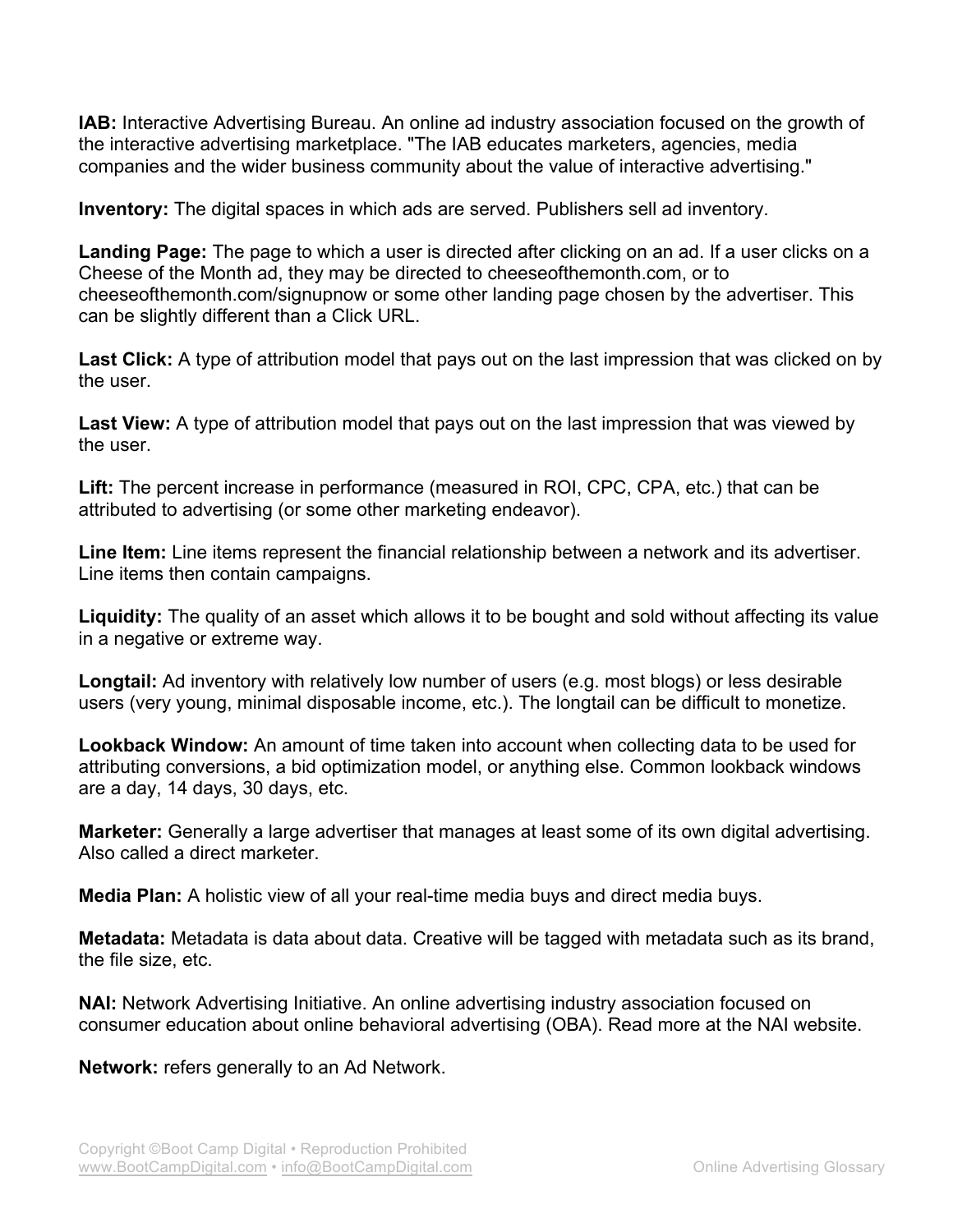**IAB:** Interactive Advertising Bureau. An online ad industry association focused on the growth of the interactive advertising marketplace. "The IAB educates marketers, agencies, media companies and the wider business community about the value of interactive advertising."

**Inventory:** The digital spaces in which ads are served. Publishers sell ad inventory.

**Landing Page:** The page to which a user is directed after clicking on an ad. If a user clicks on a Cheese of the Month ad, they may be directed to cheeseofthemonth.com, or to cheeseofthemonth.com/signupnow or some other landing page chosen by the advertiser. This can be slightly different than a Click URL.

**Last Click:** A type of attribution model that pays out on the last impression that was clicked on by the user.

**Last View:** A type of attribution model that pays out on the last impression that was viewed by the user.

**Lift:** The percent increase in performance (measured in ROI, CPC, CPA, etc.) that can be attributed to advertising (or some other marketing endeavor).

**Line Item:** Line items represent the financial relationship between a network and its advertiser. Line items then contain campaigns.

**Liquidity:** The quality of an asset which allows it to be bought and sold without affecting its value in a negative or extreme way.

**Longtail:** Ad inventory with relatively low number of users (e.g. most blogs) or less desirable users (very young, minimal disposable income, etc.). The longtail can be difficult to monetize.

**Lookback Window:** An amount of time taken into account when collecting data to be used for attributing conversions, a bid optimization model, or anything else. Common lookback windows are a day, 14 days, 30 days, etc.

**Marketer:** Generally a large advertiser that manages at least some of its own digital advertising. Also called a direct marketer.

**Media Plan:** A holistic view of all your real-time media buys and direct media buys.

**Metadata:** Metadata is data about data. Creative will be tagged with metadata such as its brand, the file size, etc.

**NAI:** Network Advertising Initiative. An online advertising industry association focused on consumer education about online behavioral advertising (OBA). Read more at the NAI website.

**Network:** refers generally to an Ad Network.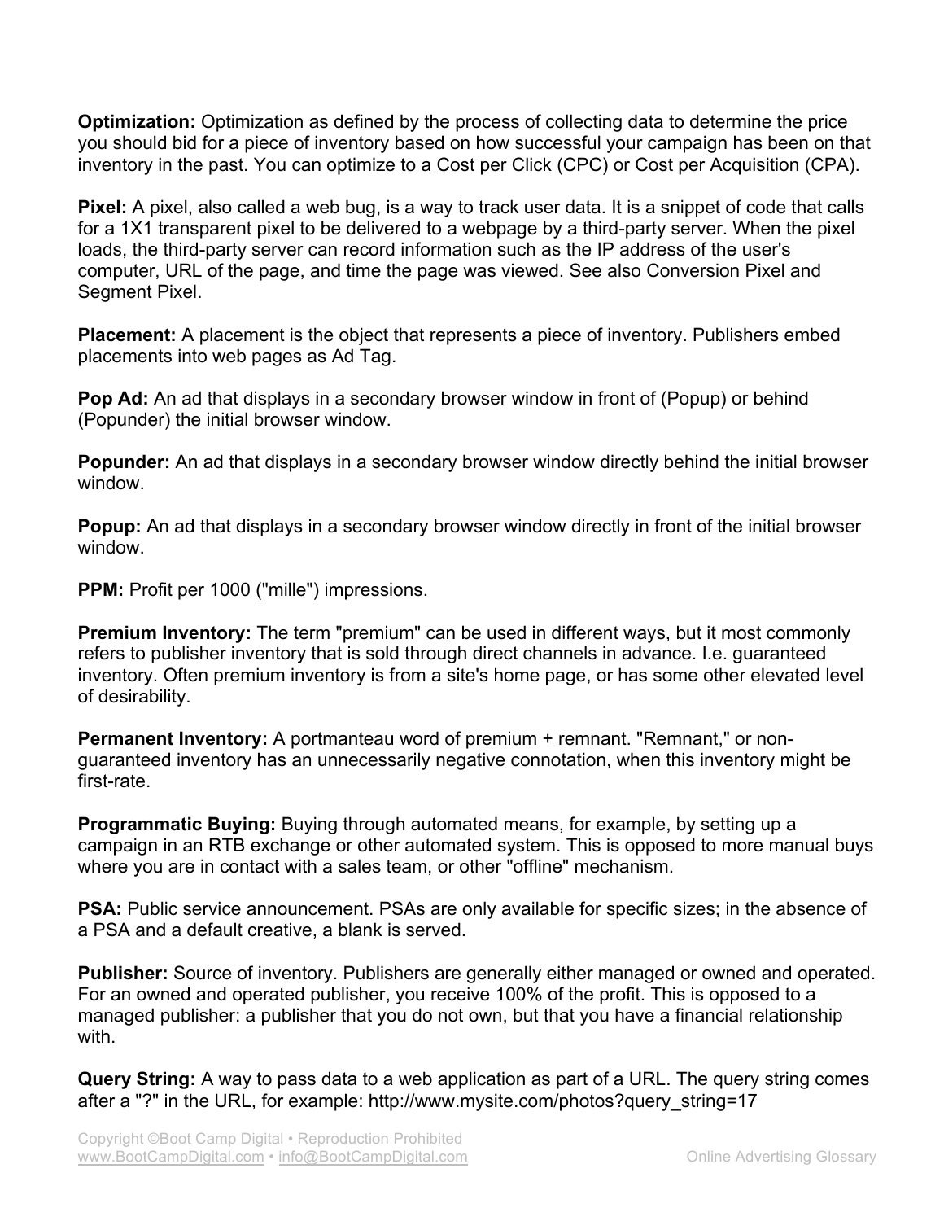**Optimization:** Optimization as defined by the process of collecting data to determine the price you should bid for a piece of inventory based on how successful your campaign has been on that inventory in the past. You can optimize to a Cost per Click (CPC) or Cost per Acquisition (CPA).

**Pixel:** A pixel, also called a web bug, is a way to track user data. It is a snippet of code that calls for a 1X1 transparent pixel to be delivered to a webpage by a third-party server. When the pixel loads, the third-party server can record information such as the IP address of the user's computer, URL of the page, and time the page was viewed. See also Conversion Pixel and Segment Pixel.

**Placement:** A placement is the object that represents a piece of inventory. Publishers embed placements into web pages as Ad Tag.

**Pop Ad:** An ad that displays in a secondary browser window in front of (Popup) or behind (Popunder) the initial browser window.

**Popunder:** An ad that displays in a secondary browser window directly behind the initial browser window.

**Popup:** An ad that displays in a secondary browser window directly in front of the initial browser window.

**PPM:** Profit per 1000 ("mille") impressions.

**Premium Inventory:** The term "premium" can be used in different ways, but it most commonly refers to publisher inventory that is sold through direct channels in advance. I.e. guaranteed inventory. Often premium inventory is from a site's home page, or has some other elevated level of desirability.

**Permanent Inventory:** A portmanteau word of premium + remnant. "Remnant," or non-guaranteed inventory has an unnecessarily negative connotation, when this inventory might be first-rate.

**Programmatic Buying:** Buying through automated means, for example, by setting up a campaign in an RTB exchange or other automated system. This is opposed to more manual buys where you are in contact with a sales team, or other "offline" mechanism.

**PSA:** Public service announcement. PSAs are only available for specific sizes; in the absence of a PSA and a default creative, a blank is served.

**Publisher:** Source of inventory. Publishers are generally either managed or owned and operated. For an owned and operated publisher, you receive 100% of the profit. This is opposed to a managed publisher: a publisher that you do not own, but that you have a financial relationship with.

**Query String:** A way to pass data to a web application as part of a URL. The query string comes after a "?" in the URL, for example: http://www.mysite.com/photos?query_string=17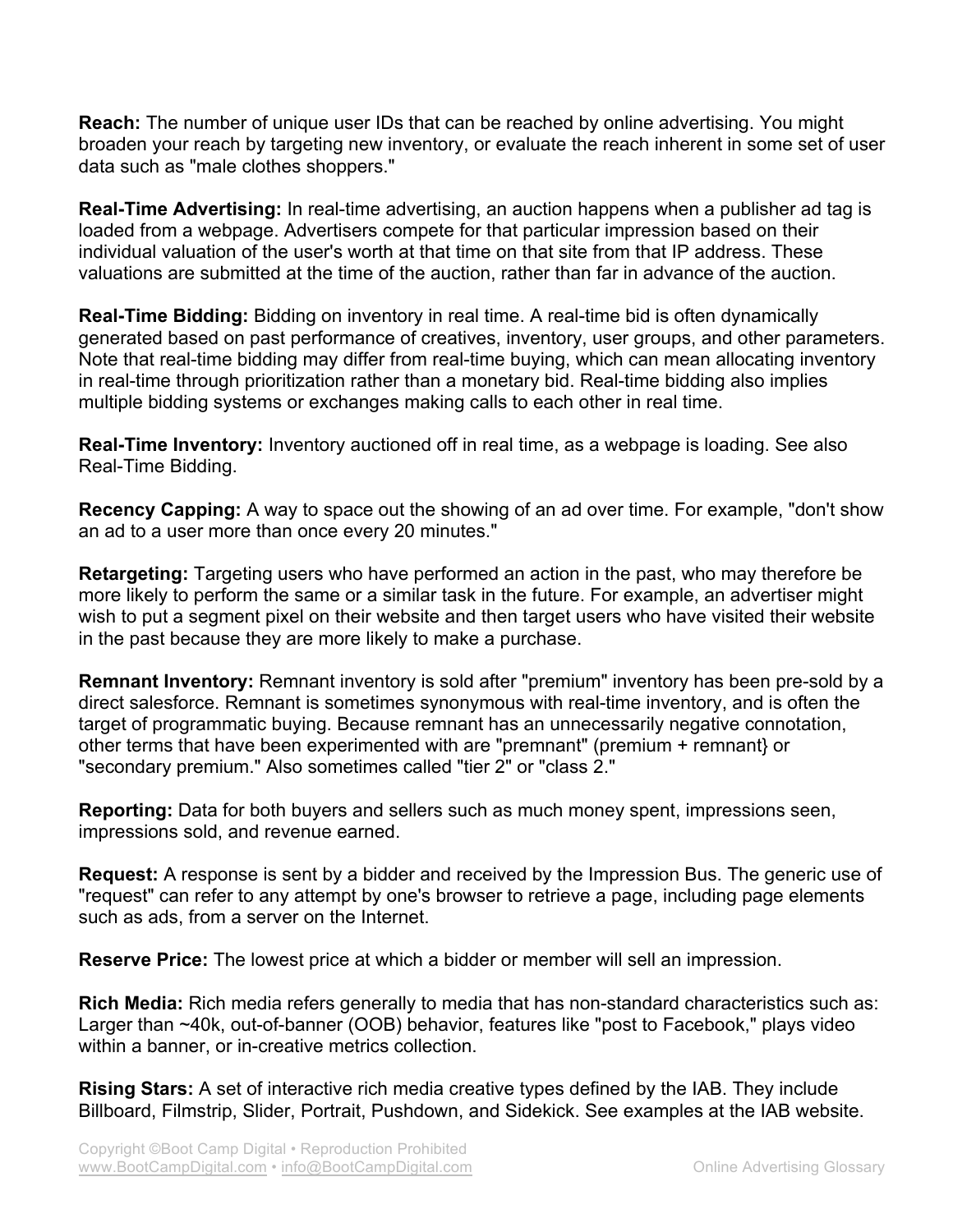**Reach:** The number of unique user IDs that can be reached by online advertising. You might broaden your reach by targeting new inventory, or evaluate the reach inherent in some set of user data such as "male clothes shoppers."

**Real-Time Advertising:** In real-time advertising, an auction happens when a publisher ad tag is loaded from a webpage. Advertisers compete for that particular impression based on their individual valuation of the user's worth at that time on that site from that IP address. These valuations are submitted at the time of the auction, rather than far in advance of the auction.

**Real-Time Bidding:** Bidding on inventory in real time. A real-time bid is often dynamically generated based on past performance of creatives, inventory, user groups, and other parameters. Note that real-time bidding may differ from real-time buying, which can mean allocating inventory in real-time through prioritization rather than a monetary bid. Real-time bidding also implies multiple bidding systems or exchanges making calls to each other in real time.

**Real-Time Inventory:** Inventory auctioned off in real time, as a webpage is loading. See also Real-Time Bidding.

**Recency Capping:** A way to space out the showing of an ad over time. For example, "don't show an ad to a user more than once every 20 minutes."

**Retargeting:** Targeting users who have performed an action in the past, who may therefore be more likely to perform the same or a similar task in the future. For example, an advertiser might wish to put a segment pixel on their website and then target users who have visited their website in the past because they are more likely to make a purchase.

**Remnant Inventory:** Remnant inventory is sold after "premium" inventory has been pre-sold by a direct salesforce. Remnant is sometimes synonymous with real-time inventory, and is often the target of programmatic buying. Because remnant has an unnecessarily negative connotation, other terms that have been experimented with are "premnant" (premium + remnant} or "secondary premium." Also sometimes called "tier 2" or "class 2."

**Reporting:** Data for both buyers and sellers such as much money spent, impressions seen, impressions sold, and revenue earned.

**Request:** A response is sent by a bidder and received by the Impression Bus. The generic use of "request" can refer to any attempt by one's browser to retrieve a page, including page elements such as ads, from a server on the Internet.

**Reserve Price:** The lowest price at which a bidder or member will sell an impression.

**Rich Media:** Rich media refers generally to media that has non-standard characteristics such as: Larger than ~40k, out-of-banner (OOB) behavior, features like "post to Facebook," plays video within a banner, or in-creative metrics collection.

**Rising Stars:** A set of interactive rich media creative types defined by the IAB. They include Billboard, Filmstrip, Slider, Portrait, Pushdown, and Sidekick. See examples at the IAB website.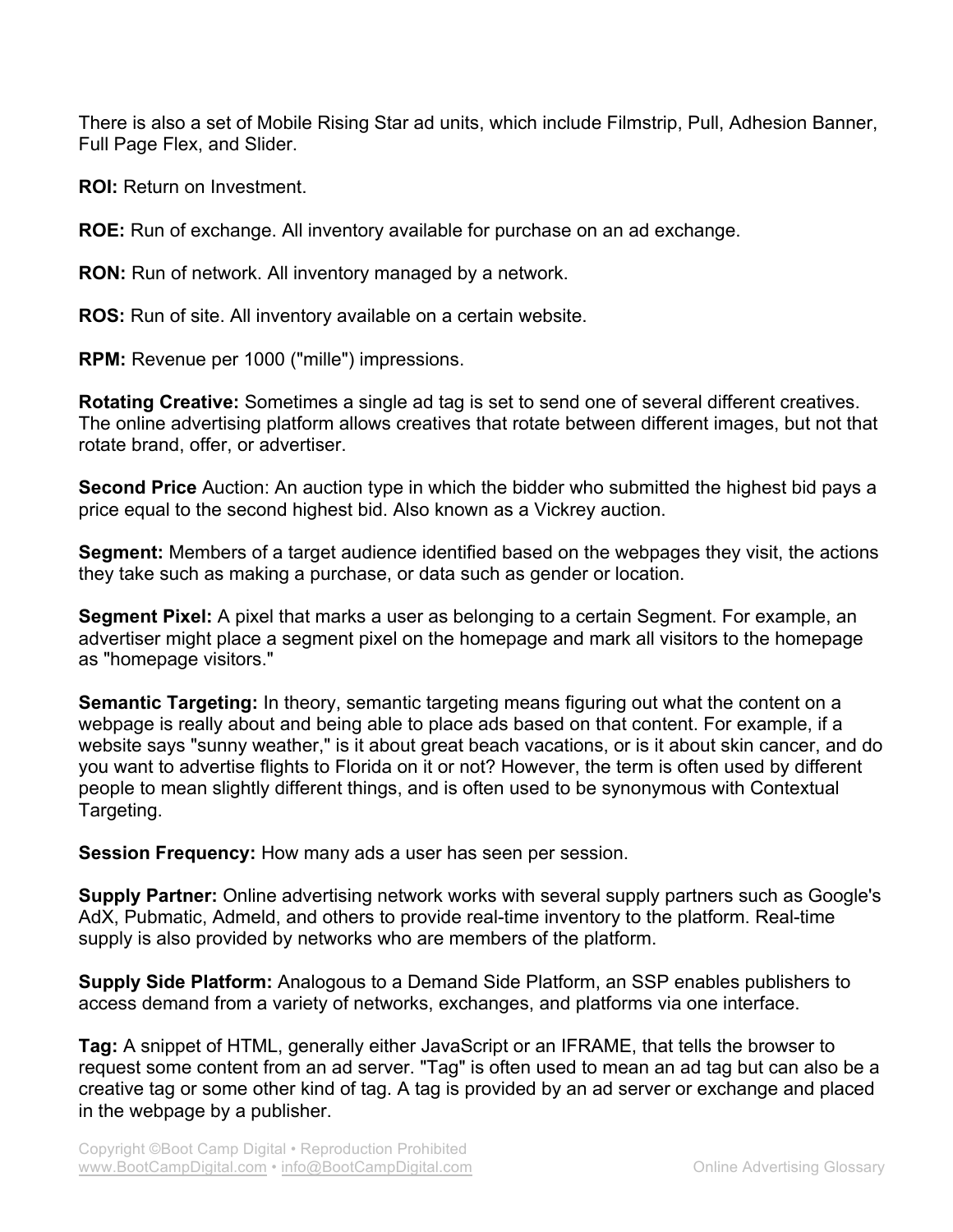There is also a set of Mobile Rising Star ad units, which include Filmstrip, Pull, Adhesion Banner, Full Page Flex, and Slider.

**ROI:** Return on Investment.

**ROE:** Run of exchange. All inventory available for purchase on an ad exchange.

**RON:** Run of network. All inventory managed by a network.

**ROS:** Run of site. All inventory available on a certain website.

**RPM:** Revenue per 1000 ("mille") impressions.

**Rotating Creative:** Sometimes a single ad tag is set to send one of several different creatives. The online advertising platform allows creatives that rotate between different images, but not that rotate brand, offer, or advertiser.

**Second Price** Auction: An auction type in which the bidder who submitted the highest bid pays a price equal to the second highest bid. Also known as a Vickrey auction.

**Segment:** Members of a target audience identified based on the webpages they visit, the actions they take such as making a purchase, or data such as gender or location.

**Segment Pixel:** A pixel that marks a user as belonging to a certain Segment. For example, an advertiser might place a segment pixel on the homepage and mark all visitors to the homepage as "homepage visitors."

**Semantic Targeting:** In theory, semantic targeting means figuring out what the content on a webpage is really about and being able to place ads based on that content. For example, if a website says "sunny weather," is it about great beach vacations, or is it about skin cancer, and do you want to advertise flights to Florida on it or not? However, the term is often used by different people to mean slightly different things, and is often used to be synonymous with Contextual Targeting.

**Session Frequency:** How many ads a user has seen per session.

**Supply Partner:** Online advertising network works with several supply partners such as Google's AdX, Pubmatic, Admeld, and others to provide real-time inventory to the platform. Real-time supply is also provided by networks who are members of the platform.

**Supply Side Platform:** Analogous to a Demand Side Platform, an SSP enables publishers to access demand from a variety of networks, exchanges, and platforms via one interface.

**Tag:** A snippet of HTML, generally either JavaScript or an IFRAME, that tells the browser to request some content from an ad server. "Tag" is often used to mean an ad tag but can also be a creative tag or some other kind of tag. A tag is provided by an ad server or exchange and placed in the webpage by a publisher.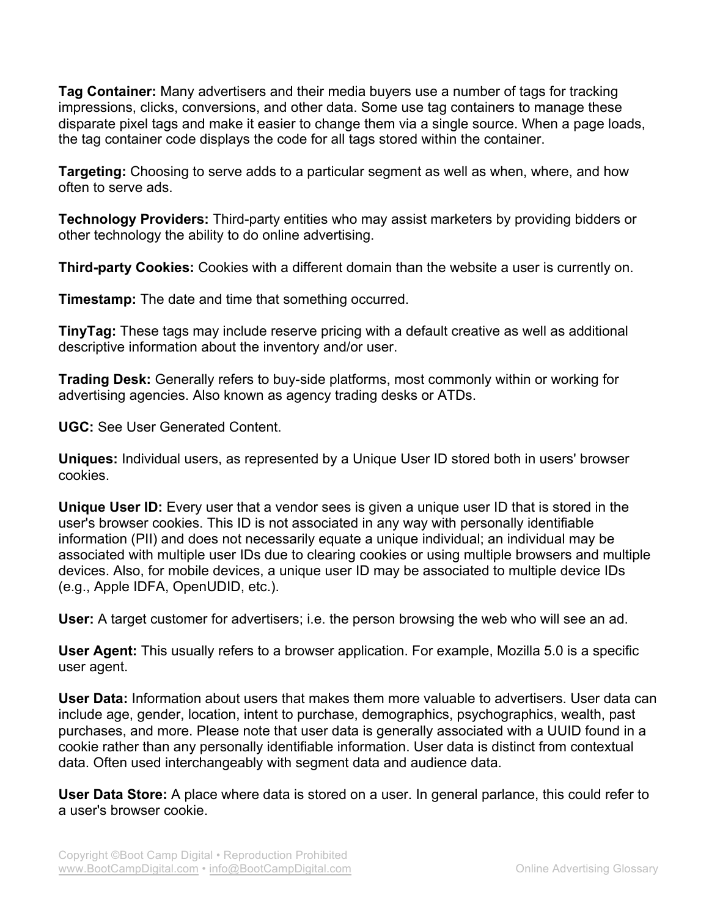**Tag Container:** Many advertisers and their media buyers use a number of tags for tracking impressions, clicks, conversions, and other data. Some use tag containers to manage these disparate pixel tags and make it easier to change them via a single source. When a page loads, the tag container code displays the code for all tags stored within the container.

**Targeting:** Choosing to serve adds to a particular segment as well as when, where, and how often to serve ads.

**Technology Providers:** Third-party entities who may assist marketers by providing bidders or other technology the ability to do online advertising.

**Third-party Cookies:** Cookies with a different domain than the website a user is currently on.

**Timestamp:** The date and time that something occurred.

**TinyTag:** These tags may include reserve pricing with a default creative as well as additional descriptive information about the inventory and/or user.

**Trading Desk:** Generally refers to buy-side platforms, most commonly within or working for advertising agencies. Also known as agency trading desks or ATDs.

**UGC:** See User Generated Content.

**Uniques:** Individual users, as represented by a Unique User ID stored both in users' browser cookies.

**Unique User ID:** Every user that a vendor sees is given a unique user ID that is stored in the user's browser cookies. This ID is not associated in any way with personally identifiable information (PII) and does not necessarily equate a unique individual; an individual may be associated with multiple user IDs due to clearing cookies or using multiple browsers and multiple devices. Also, for mobile devices, a unique user ID may be associated to multiple device IDs (e.g., Apple IDFA, OpenUDID, etc.).

**User:** A target customer for advertisers; i.e. the person browsing the web who will see an ad.

**User Agent:** This usually refers to a browser application. For example, Mozilla 5.0 is a specific user agent.

**User Data:** Information about users that makes them more valuable to advertisers. User data can include age, gender, location, intent to purchase, demographics, psychographics, wealth, past purchases, and more. Please note that user data is generally associated with a UUID found in a cookie rather than any personally identifiable information. User data is distinct from contextual data. Often used interchangeably with segment data and audience data.

**User Data Store:** A place where data is stored on a user. In general parlance, this could refer to a user's browser cookie.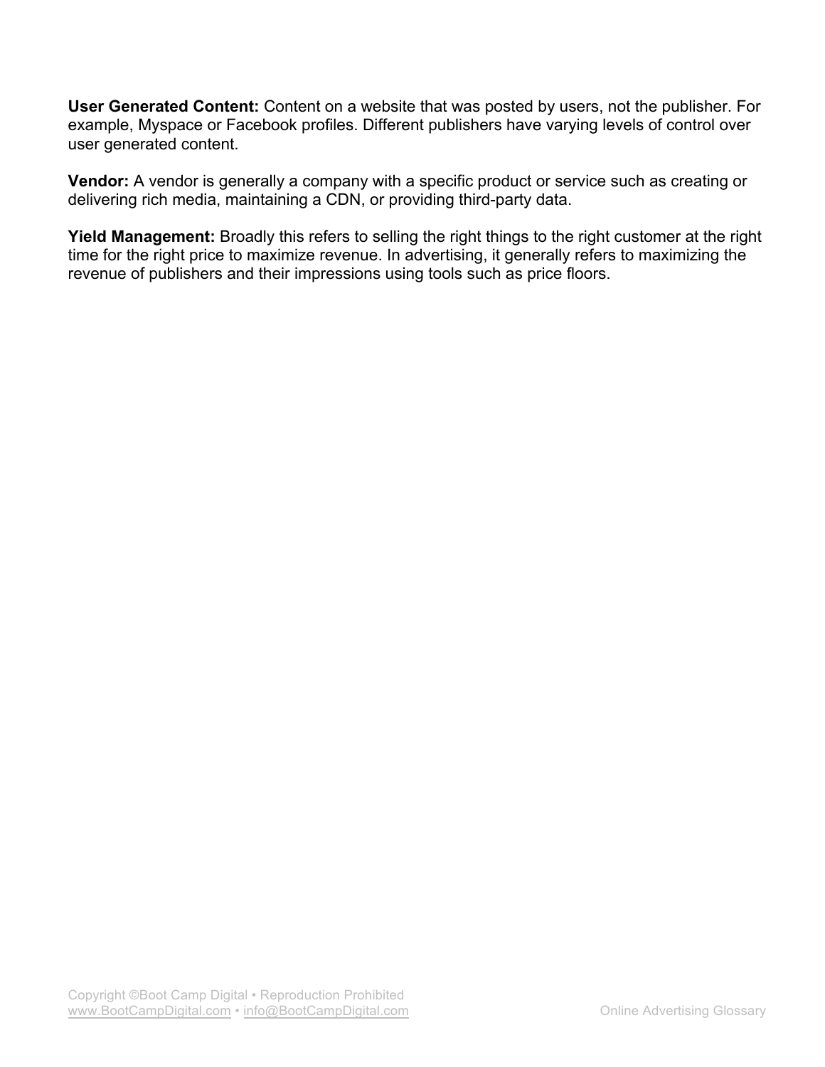**User Generated Content:** Content on a website that was posted by users, not the publisher. For example, Myspace or Facebook profiles. Different publishers have varying levels of control over user generated content.

**Vendor:** A vendor is generally a company with a specific product or service such as creating or delivering rich media, maintaining a CDN, or providing third-party data.

**Yield Management:** Broadly this refers to selling the right things to the right customer at the right time for the right price to maximize revenue. In advertising, it generally refers to maximizing the revenue of publishers and their impressions using tools such as price floors.